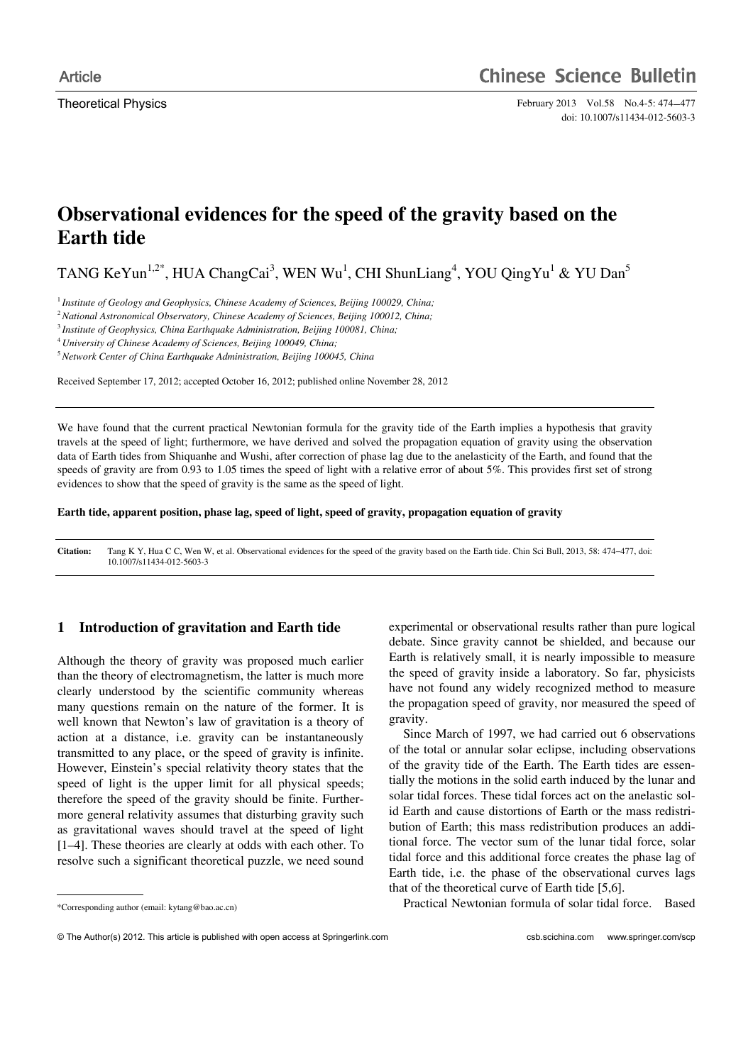Article

Theoretical Physics

# Observational evidences for the speed of the gravity based on the Earth tide

TANG KeYun[1,2*], HUA ChangCai[3], WEN Wu[1], CHI ShunLiang[4], YOU QingYu[1] & YU Dan[5]

[1] *Institute of Geology and Geophysics, Chinese Academy of Sciences, Beijing 100029, China;*
[2] *National Astronomical Observatory, Chinese Academy of Sciences, Beijing 100012, China;*
[3] *Institute of Geophysics, China Earthquake Administration, Beijing 100081, China;*
[4] *University of Chinese Academy of Sciences, Beijing 100049, China;*
[5] *Network Center of China Earthquake Administration, Beijing 100045, China*

Received September 17, 2012; accepted October 16, 2012; published online November 28, 2012

We have found that the current practical Newtonian formula for the gravity tide of the Earth implies a hypothesis that gravity travels at the speed of light; furthermore, we have derived and solved the propagation equation of gravity using the observation data of Earth tides from Shiquanhe and Wushi, after correction of phase lag due to the anelasticity of the Earth, and found that the speeds of gravity are from 0.93 to 1.05 times the speed of light with a relative error of about 5%. This provides first set of strong evidences to show that the speed of gravity is the same as the speed of light.

**Earth tide, apparent position, phase lag, speed of light, speed of gravity, propagation equation of gravity**

**Citation:** Tang K Y, Hua C C, Wen W, et al. Observational evidences for the speed of the gravity based on the Earth tide. Chin Sci Bull, 2013, 58: 474–477, doi: 10.1007/s11434-012-5603-3

## 1 Introduction of gravitation and Earth tide

Although the theory of gravity was proposed much earlier than the theory of electromagnetism, the latter is much more clearly understood by the scientific community whereas many questions remain on the nature of the former. It is well known that Newton's law of gravitation is a theory of action at a distance, i.e. gravity can be instantaneously transmitted to any place, or the speed of gravity is infinite. However, Einstein's special relativity theory states that the speed of light is the upper limit for all physical speeds; therefore the speed of the gravity should be finite. Furthermore general relativity assumes that disturbing gravity such as gravitational waves should travel at the speed of light [1–4]. These theories are clearly at odds with each other. To resolve such a significant theoretical puzzle, we need sound experimental or observational results rather than pure logical debate. Since gravity cannot be shielded, and because our Earth is relatively small, it is nearly impossible to measure the speed of gravity inside a laboratory. So far, physicists have not found any widely recognized method to measure the propagation speed of gravity, nor measured the speed of gravity.

Since March of 1997, we had carried out 6 observations of the total or annular solar eclipse, including observations of the gravity tide of the Earth. The Earth tides are essentially the motions in the solid earth induced by the lunar and solar tidal forces. These tidal forces act on the anelastic solid Earth and cause distortions of Earth or the mass redistribution of Earth; this mass redistribution produces an additional force. The vector sum of the lunar tidal force, solar tidal force and this additional force creates the phase lag of Earth tide, i.e. the phase of the observational curves lags that of the theoretical curve of Earth tide [5,6].

Practical Newtonian formula of solar tidal force. Based

*Corresponding author (email: kytang@bao.ac.cn)

© The Author(s) 2012. This article is published with open access at Springerlink.com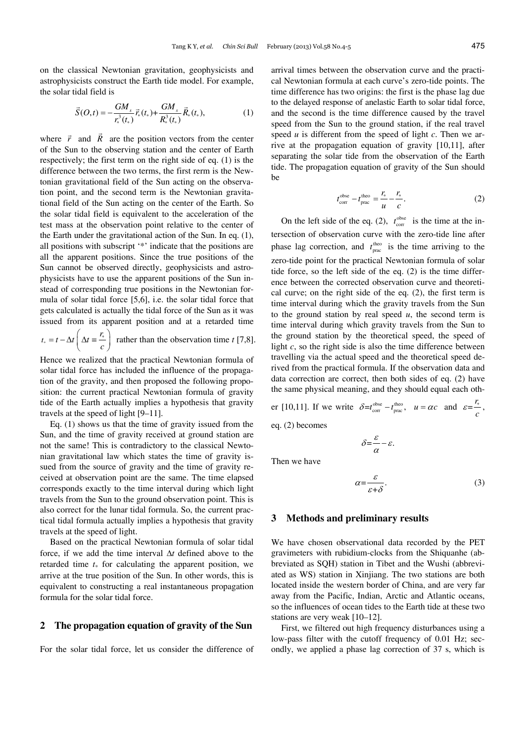on the classical Newtonian gravitation, geophysicists and astrophysicists construct the Earth tide model. For example, the solar tidal field is

$$\vec{S}(O,t) = -\frac{GM_s}{r_*^3(t_*)}\vec{r}_*(t_*) + \frac{GM_s}{R_*^3(t_*)}\vec{R}_*(t_*), \tag{1}$$

where $\vec{r}$ and $\vec{R}$ are the position vectors from the center of the Sun to the observing station and the center of Earth respectively; the first term on the right side of eq. (1) is the difference between the two terms, the first rerm is the Newtonian gravitational field of the Sun acting on the observation point, and the second term is the Newtonian gravitational field of the Sun acting on the center of the Earth. So the solar tidal field is equivalent to the acceleration of the test mass at the observation point relative to the center of the Earth under the gravitational action of the Sun. In eq. (1), all positions with subscript '*' indicate that the positions are all the apparent positions. Since the true positions of the Sun cannot be observed directly, geophysicists and astrophysicists have to use the apparent positions of the Sun instead of corresponding true positions in the Newtonian formula of solar tidal force [5,6], i.e. the solar tidal force that gets calculated is actually the tidal force of the Sun as it was issued from its apparent position and at a retarded time $t_* = t - \Delta t \left( \Delta t \equiv \frac{r_*}{c} \right)$ rather than the observation time $t$ [7,8]. Hence we realized that the practical Newtonian formula of solar tidal force has included the influence of the propagation of the gravity, and then proposed the following proposition: the current practical Newtonian formula of gravity tide of the Earth actually implies a hypothesis that gravity travels at the speed of light [9–11].

Eq. (1) shows us that the time of gravity issued from the Sun, and the time of gravity received at ground station are not the same! This is contradictory to the classical Newtonian gravitational law which states the time of gravity issued from the source of gravity and the time of gravity received at observation point are the same. The time elapsed corresponds exactly to the time interval during which light travels from the Sun to the ground observation point. This is also correct for the lunar tidal formula. So, the current practical tidal formula actually implies a hypothesis that gravity travels at the speed of light.

Based on the practical Newtonian formula of solar tidal force, if we add the time interval $\Delta t$ defined above to the retarded time $t_*$ for calculating the apparent position, we arrive at the true position of the Sun. In other words, this is equivalent to constructing a real instantaneous propagation formula for the solar tidal force.

## 2 The propagation equation of gravity of the Sun

For the solar tidal force, let us consider the difference of arrival times between the observation curve and the practical Newtonian formula at each curve's zero-tide points. The time difference has two origins: the first is the phase lag due to the delayed response of anelastic Earth to solar tidal force, and the second is the time difference caused by the travel speed from the Sun to the ground station, if the real travel speed $u$ is different from the speed of light $c$. Then we arrive at the propagation equation of gravity [10,11], after separating the solar tide from the observation of the Earth tide. The propagation equation of gravity of the Sun should be

$$t_{\text{corr}}^{\text{obse}} - t_{\text{prac}}^{\text{theo}} = \frac{r_*}{u} - \frac{r_*}{c}. \tag{2}$$

On the left side of the eq. (2), $t_{\text{corr}}^{\text{obse}}$ is the time at the intersection of observation curve with the zero-tide line after phase lag correction, and $t_{\text{prac}}^{\text{theo}}$ is the time arriving to the zero-tide point for the practical Newtonian formula of solar tide force, so the left side of the eq. (2) is the time difference between the corrected observation curve and theoretical curve; on the right side of the eq. (2), the first term is time interval during which the gravity travels from the Sun to the ground station by real speed $u$, the second term is time interval during which gravity travels from the Sun to the ground station by the theoretical speed, the speed of light $c$, so the right side is also the time difference between travelling via the actual speed and the theoretical speed derived from the practical formula. If the observation data and data correction are correct, then both sides of eq. (2) have the same physical meaning, and they should equal each other [10,11]. If we write $\delta = t_{\text{corr}}^{\text{obse}} - t_{\text{prac}}^{\text{theo}}$, $u = \alpha c$ and $\varepsilon = \frac{r_*}{c}$, eq. (2) becomes

$$\delta = \frac{\varepsilon}{\alpha} - \varepsilon.$$

Then we have

$$\alpha = \frac{\varepsilon}{\varepsilon + \delta}. \tag{3}$$

## 3 Methods and preliminary results

We have chosen observational data recorded by the PET gravimeters with rubidium-clocks from the Shiquanhe (abbreviated as SQH) station in Tibet and the Wushi (abbreviated as WS) station in Xinjiang. The two stations are both located inside the western border of China, and are very far away from the Pacific, Indian, Arctic and Atlantic oceans, so the influences of ocean tides to the Earth tide at these two stations are very weak [10–12].

First, we filtered out high frequency disturbances using a low-pass filter with the cutoff frequency of 0.01 Hz; secondly, we applied a phase lag correction of 37 s, which is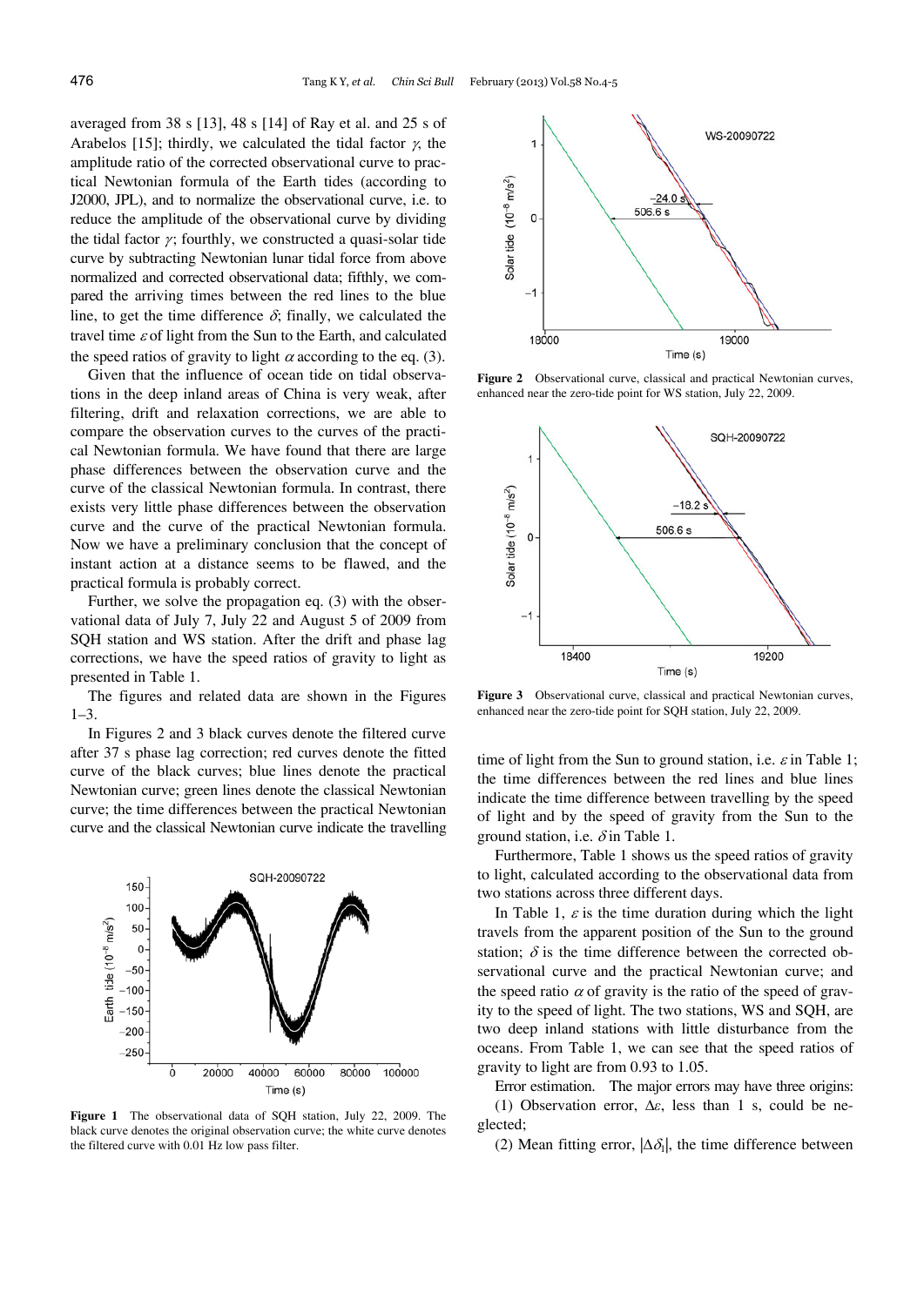averaged from 38 s [13], 48 s [14] of Ray et al. and 25 s of Arabelos [15]; thirdly, we calculated the tidal factor $\gamma$, the amplitude ratio of the corrected observational curve to practical Newtonian formula of the Earth tides (according to J2000, JPL), and to normalize the observational curve, i.e. to reduce the amplitude of the observational curve by dividing the tidal factor $\gamma$; fourthly, we constructed a quasi-solar tide curve by subtracting Newtonian lunar tidal force from above normalized and corrected observational data; fifthly, we compared the arriving times between the red lines to the blue line, to get the time difference $\delta$; finally, we calculated the travel time $\varepsilon$ of light from the Sun to the Earth, and calculated the speed ratios of gravity to light $\alpha$ according to the eq. (3).

Given that the influence of ocean tide on tidal observations in the deep inland areas of China is very weak, after filtering, drift and relaxation corrections, we are able to compare the observation curves to the curves of the practical Newtonian formula. We have found that there are large phase differences between the observation curve and the curve of the classical Newtonian formula. In contrast, there exists very little phase differences between the observation curve and the curve of the practical Newtonian formula. Now we have a preliminary conclusion that the concept of instant action at a distance seems to be flawed, and the practical formula is probably correct.

Further, we solve the propagation eq. (3) with the observational data of July 7, July 22 and August 5 of 2009 from SQH station and WS station. After the drift and phase lag corrections, we have the speed ratios of gravity to light as presented in Table 1.

The figures and related data are shown in the Figures 1–3.

In Figures 2 and 3 black curves denote the filtered curve after 37 s phase lag correction; red curves denote the fitted curve of the black curves; blue lines denote the practical Newtonian curve; green lines denote the classical Newtonian curve; the time differences between the practical Newtonian curve and the classical Newtonian curve indicate the travelling time of light from the Sun to ground station, i.e. $\varepsilon$ in Table 1; the time differences between the red lines and blue lines indicate the time difference between travelling by the speed of light and by the speed of gravity from the Sun to the ground station, i.e. $\delta$ in Table 1.

**Figure 1** The observational data of SQH station, July 22, 2009. The black curve denotes the original observation curve; the white curve denotes the filtered curve with 0.01 Hz low pass filter.

**Figure 2** Observational curve, classical and practical Newtonian curves, enhanced near the zero-tide point for WS station, July 22, 2009.

**Figure 3** Observational curve, classical and practical Newtonian curves, enhanced near the zero-tide point for SQH station, July 22, 2009.

Furthermore, Table 1 shows us the speed ratios of gravity to light, calculated according to the observational data from two stations across three different days.

In Table 1, $\varepsilon$ is the time duration during which the light travels from the apparent position of the Sun to the ground station; $\delta$ is the time difference between the corrected observational curve and the practical Newtonian curve; and the speed ratio $\alpha$ of gravity is the ratio of the speed of gravity to the speed of light. The two stations, WS and SQH, are two deep inland stations with little disturbance from the oceans. From Table 1, we can see that the speed ratios of gravity to light are from 0.93 to 1.05.

Error estimation. The major errors may have three origins:

(1) Observation error, $\Delta\varepsilon$, less than 1 s, could be neglected;

(2) Mean fitting error, $|\Delta\delta_i|$, the time difference between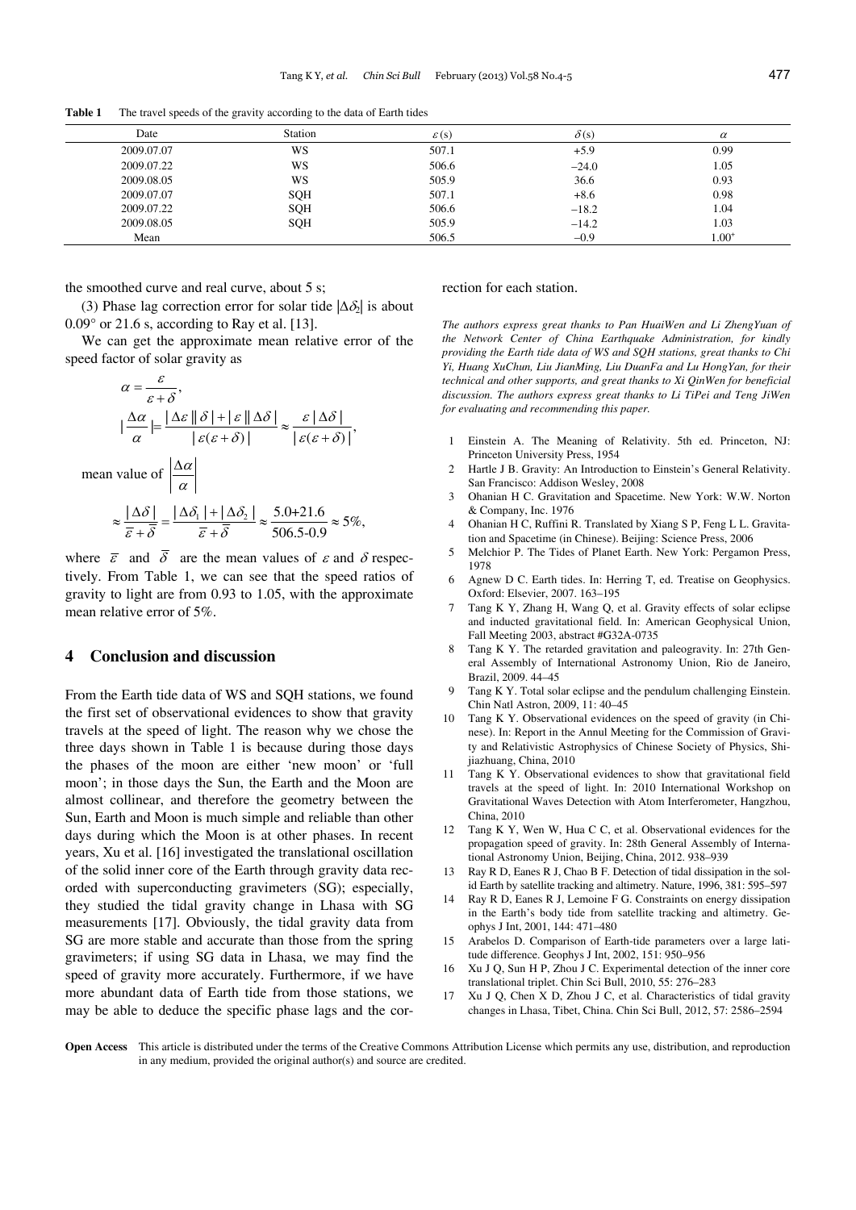**Table 1** The travel speeds of the gravity according to the data of Earth tides

| Date | Station | $\varepsilon$(s) | $\delta$(s) | $\alpha$ |
|---|---|---|---|---|
| 2009.07.07 | WS | 507.1 | +5.9 | 0.99 |
| 2009.07.22 | WS | 506.6 | −24.0 | 1.05 |
| 2009.08.05 | WS | 505.9 | 36.6 | 0.93 |
| 2009.07.07 | SQH | 507.1 | +8.6 | 0.98 |
| 2009.07.22 | SQH | 506.6 | −18.2 | 1.04 |
| 2009.08.05 | SQH | 505.9 | −14.2 | 1.03 |
| Mean | | 506.5 | −0.9 | 1.00⁺ |

the smoothed curve and real curve, about 5 s;

(3) Phase lag correction error for solar tide $|\Delta\delta_2|$ is about 0.09° or 21.6 s, according to Ray et al. [13].

We can get the approximate mean relative error of the speed factor of solar gravity as

$$\alpha = \frac{\varepsilon}{\varepsilon + \delta},$$

$$\left|\frac{\Delta\alpha}{\alpha}\right| = \frac{|\Delta\varepsilon||\delta| + |\varepsilon||\Delta\delta|}{|\varepsilon(\varepsilon+\delta)|} \approx \frac{\varepsilon|\Delta\delta|}{|\varepsilon(\varepsilon+\delta)|},$$

mean value of $\left|\frac{\Delta\alpha}{\alpha}\right|$

$$\approx \frac{|\Delta\delta|}{\overline{\varepsilon}+\overline{\delta}} = \frac{|\Delta\delta_1| + |\Delta\delta_2|}{\overline{\varepsilon}+\overline{\delta}} \approx \frac{5.0+21.6}{506.5-0.9} \approx 5\%,$$

where $\overline{\varepsilon}$ and $\overline{\delta}$ are the mean values of $\varepsilon$ and $\delta$ respectively. From Table 1, we can see that the speed ratios of gravity to light are from 0.93 to 1.05, with the approximate mean relative error of 5%.

## 4 Conclusion and discussion

From the Earth tide data of WS and SQH stations, we found the first set of observational evidences to show that gravity travels at the speed of light. The reason why we chose the three days shown in Table 1 is because during those days the phases of the moon are either 'new moon' or 'full moon'; in those days the Sun, the Earth and the Moon are almost collinear, and therefore the geometry between the Sun, Earth and Moon is much simple and reliable than other days during which the Moon is at other phases. In recent years, Xu et al. [16] investigated the translational oscillation of the solid inner core of the Earth through gravity data recorded with superconducting gravimeters (SG); especially, they studied the tidal gravity change in Lhasa with SG measurements [17]. Obviously, the tidal gravity data from SG are more stable and accurate than those from the spring gravimeters; if using SG data in Lhasa, we may find the speed of gravity more accurately. Furthermore, if we have more abundant data of Earth tide from those stations, we may be able to deduce the specific phase lags and the correction for each station.

*The authors express great thanks to Pan HuaiWen and Li ZhengYuan of the Network Center of China Earthquake Administration, for kindly providing the Earth tide data of WS and SQH stations, great thanks to Chi Yi, Huang XuChun, Liu JianMing, Liu DuanFa and Lu HongYan, for their technical and other supports, and great thanks to Xi QinWen for beneficial discussion. The authors express great thanks to Li TiPei and Teng JiWen for evaluating and recommending this paper.*

1. Einstein A. The Meaning of Relativity. 5th ed. Princeton, NJ: Princeton University Press, 1954
2. Hartle J B. Gravity: An Introduction to Einstein's General Relativity. San Francisco: Addison Wesley, 2008
3. Ohanian H C. Gravitation and Spacetime. New York: W.W. Norton & Company, Inc. 1976
4. Ohanian H C, Ruffini R. Translated by Xiang S P, Feng L L. Gravitation and Spacetime (in Chinese). Beijing: Science Press, 2006
5. Melchior P. The Tides of Planet Earth. New York: Pergamon Press, 1978
6. Agnew D C. Earth tides. In: Herring T, ed. Treatise on Geophysics. Oxford: Elsevier, 2007. 163–195
7. Tang K Y, Zhang H, Wang Q, et al. Gravity effects of solar eclipse and inducted gravitational field. In: American Geophysical Union, Fall Meeting 2003, abstract #G32A-0735
8. Tang K Y. The retarded gravitation and paleogravity. In: 27th General Assembly of International Astronomy Union, Rio de Janeiro, Brazil, 2009. 44–45
9. Tang K Y. Total solar eclipse and the pendulum challenging Einstein. Chin Natl Astron, 2009, 11: 40–45
10. Tang K Y. Observational evidences on the speed of gravity (in Chinese). In: Report in the Annul Meeting for the Commission of Gravity and Relativistic Astrophysics of Chinese Society of Physics, Shijiazhuang, China, 2010
11. Tang K Y. Observational evidences to show that gravitational field travels at the speed of light. In: 2010 International Workshop on Gravitational Waves Detection with Atom Interferometer, Hangzhou, China, 2010
12. Tang K Y, Wen W, Hua C C, et al. Observational evidences for the propagation speed of gravity. In: 28th General Assembly of International Astronomy Union, Beijing, China, 2012. 938–939
13. Ray R D, Eanes R J, Chao B F. Detection of tidal dissipation in the solid Earth by satellite tracking and altimetry. Nature, 1996, 381: 595–597
14. Ray R D, Eanes R J, Lemoine F G. Constraints on energy dissipation in the Earth's body tide from satellite tracking and altimetry. Geophys J Int, 2001, 144: 471–480
15. Arabelos D. Comparison of Earth-tide parameters over a large latitude difference. Geophys J Int, 2002, 151: 950–956
16. Xu J Q, Sun H P, Zhou J C. Experimental detection of the inner core translational triplet. Chin Sci Bull, 2010, 55: 276–283
17. Xu J Q, Chen X D, Zhou J C, et al. Characteristics of tidal gravity changes in Lhasa, Tibet, China. Chin Sci Bull, 2012, 57: 2586–2594

**Open Access** This article is distributed under the terms of the Creative Commons Attribution License which permits any use, distribution, and reproduction in any medium, provided the original author(s) and source are credited.